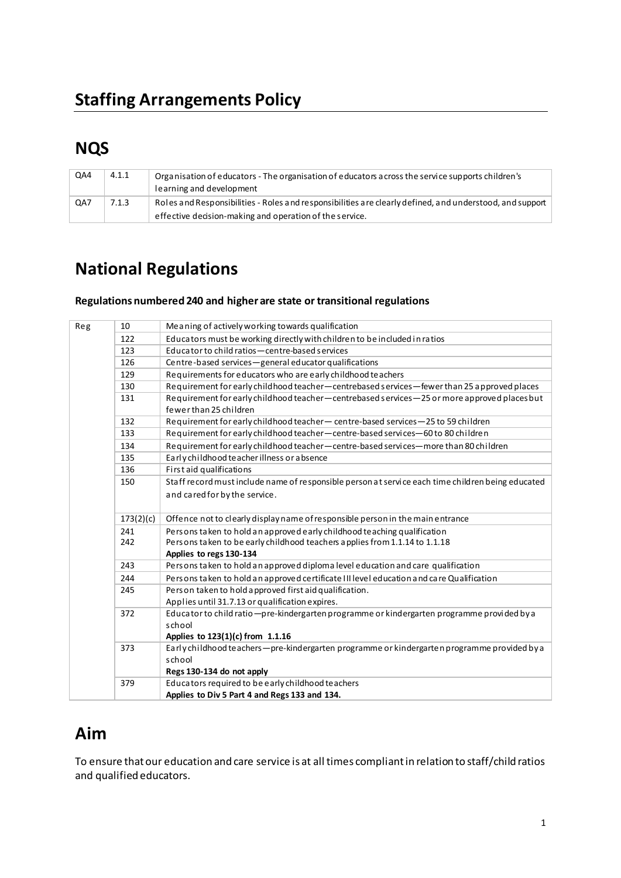## Staffing Arrangements Policy

## NQS

| | | |
|---|---|---|
| QA4 | 4.1.1 | Organisation of educators - The organisation of educators across the service supports children's learning and development |
| QA7 | 7.1.3 | Roles and Responsibilities - Roles and responsibilities are clearly defined, and understood, and support effective decision-making and operation of the service. |

## National Regulations

**Regulations numbered 240 and higher are state or transitional regulations**

| | | |
|---|---|---|
| Reg | 10 | Meaning of actively working towards qualification |
| | 122 | Educators must be working directly with children to be included in ratios |
| | 123 | Educator to child ratios—centre-based services |
| | 126 | Centre-based services—general educator qualifications |
| | 129 | Requirements for educators who are early childhood teachers |
| | 130 | Requirement for early childhood teacher—centrebased services—fewer than 25 approved places |
| | 131 | Requirement for early childhood teacher—centrebased services—25 or more approved places but fewer than 25 children |
| | 132 | Requirement for early childhood teacher— centre-based services—25 to 59 children |
| | 133 | Requirement for early childhood teacher—centre-based services—60 to 80 children |
| | 134 | Requirement for early childhood teacher—centre-based services—more than 80 children |
| | 135 | Early childhood teacher illness or absence |
| | 136 | First aid qualifications |
| | 150 | Staff record must include name of responsible person at service each time children being educated and cared for by the service. |
| | 173(2)(c) | Offence not to clearly display name of responsible person in the main entrance |
| | 241<br>242 | Persons taken to hold an approved early childhood teaching qualification<br>Persons taken to be early childhood teachers applies from 1.1.14 to 1.1.18<br>**Applies to regs 130-134** |
| | 243 | Persons taken to hold an approved diploma level education and care qualification |
| | 244 | Persons taken to hold an approved certificate III level education and care Qualification |
| | 245 | Person taken to hold approved first aid qualification.<br>Applies until 31.7.13 or qualification expires. |
| | 372 | Educator to child ratio—pre-kindergarten programme or kindergarten programme provided by a school<br>**Applies to 123(1)(c) from 1.1.16** |
| | 373 | Early childhood teachers—pre-kindergarten programme or kindergarten programme provided by a school<br>**Regs 130-134 do not apply** |
| | 379 | Educators required to be early childhood teachers<br>**Applies to Div 5 Part 4 and Regs 133 and 134.** |

## Aim

To ensure that our education and care service is at all times compliant in relation to staff/child ratios and qualified educators.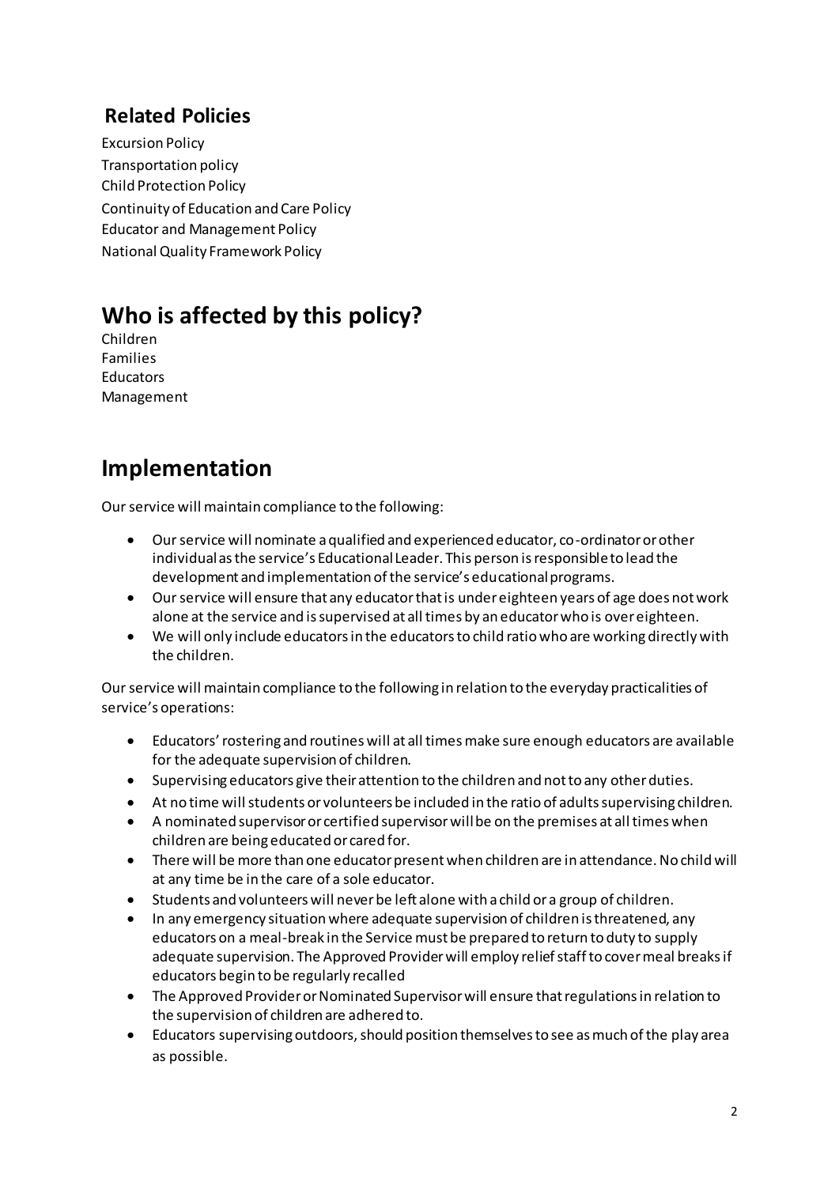## Related Policies

Excursion Policy
Transportation policy
Child Protection Policy
Continuity of Education and Care Policy
Educator and Management Policy
National Quality Framework Policy

# Who is affected by this policy?

Children
Families
Educators
Management

# Implementation

Our service will maintain compliance to the following:

- Our service will nominate a qualified and experienced educator, co-ordinator or other individual as the service's Educational Leader. This person is responsible to lead the development and implementation of the service's educational programs.
- Our service will ensure that any educator that is under eighteen years of age does not work alone at the service and is supervised at all times by an educator who is over eighteen.
- We will only include educators in the educators to child ratio who are working directly with the children.

Our service will maintain compliance to the following in relation to the everyday practicalities of service's operations:

- Educators' rostering and routines will at all times make sure enough educators are available for the adequate supervision of children.
- Supervising educators give their attention to the children and not to any other duties.
- At no time will students or volunteers be included in the ratio of adults supervising children.
- A nominated supervisor or certified supervisor will be on the premises at all times when children are being educated or cared for.
- There will be more than one educator present when children are in attendance. No child will at any time be in the care of a sole educator.
- Students and volunteers will never be left alone with a child or a group of children.
- In any emergency situation where adequate supervision of children is threatened, any educators on a meal-break in the Service must be prepared to return to duty to supply adequate supervision. The Approved Provider will employ relief staff to cover meal breaks if educators begin to be regularly recalled
- The Approved Provider or Nominated Supervisor will ensure that regulations in relation to the supervision of children are adhered to.
- Educators supervising outdoors, should position themselves to see as much of the play area as possible.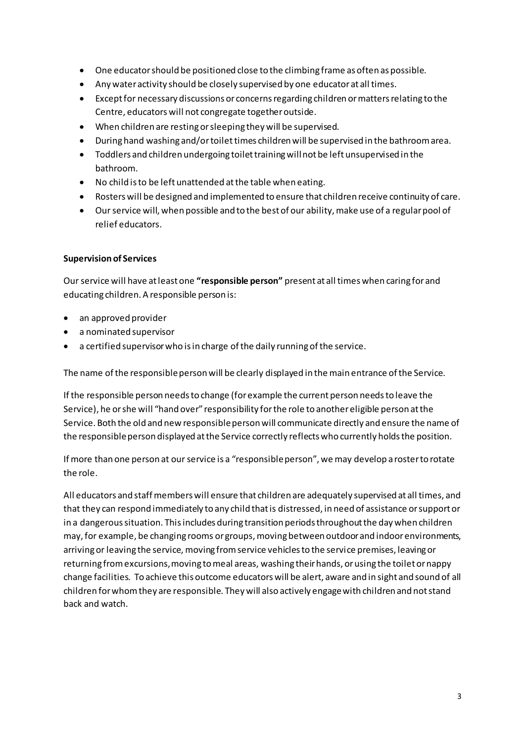- One educator should be positioned close to the climbing frame as often as possible.
- Any water activity should be closely supervised by one educator at all times.
- Except for necessary discussions or concerns regarding children or matters relating to the Centre, educators will not congregate together outside.
- When children are resting or sleeping they will be supervised.
- During hand washing and/or toilet times children will be supervised in the bathroom area.
- Toddlers and children undergoing toilet training will not be left unsupervised in the bathroom.
- No child is to be left unattended at the table when eating.
- Rosters will be designed and implemented to ensure that children receive continuity of care.
- Our service will, when possible and to the best of our ability, make use of a regular pool of relief educators.

**Supervision of Services**

Our service will have at least one **"responsible person"** present at all times when caring for and educating children. A responsible person is:

- an approved provider
- a nominated supervisor
- a certified supervisor who is in charge of the daily running of the service.

The name of the responsible person will be clearly displayed in the main entrance of the Service.

If the responsible person needs to change (for example the current person needs to leave the Service), he or she will "hand over" responsibility for the role to another eligible person at the Service. Both the old and new responsible person will communicate directly and ensure the name of the responsible person displayed at the Service correctly reflects who currently holds the position.

If more than one person at our service is a "responsible person", we may develop a roster to rotate the role.

All educators and staff members will ensure that children are adequately supervised at all times, and that they can respond immediately to any child that is distressed, in need of assistance or support or in a dangerous situation. This includes during transition periods throughout the day when children may, for example, be changing rooms or groups, moving between outdoor and indoor environments, arriving or leaving the service, moving from service vehicles to the service premises, leaving or returning from excursions, moving to meal areas, washing their hands, or using the toilet or nappy change facilities. To achieve this outcome educators will be alert, aware and in sight and sound of all children for whom they are responsible. They will also actively engage with children and not stand back and watch.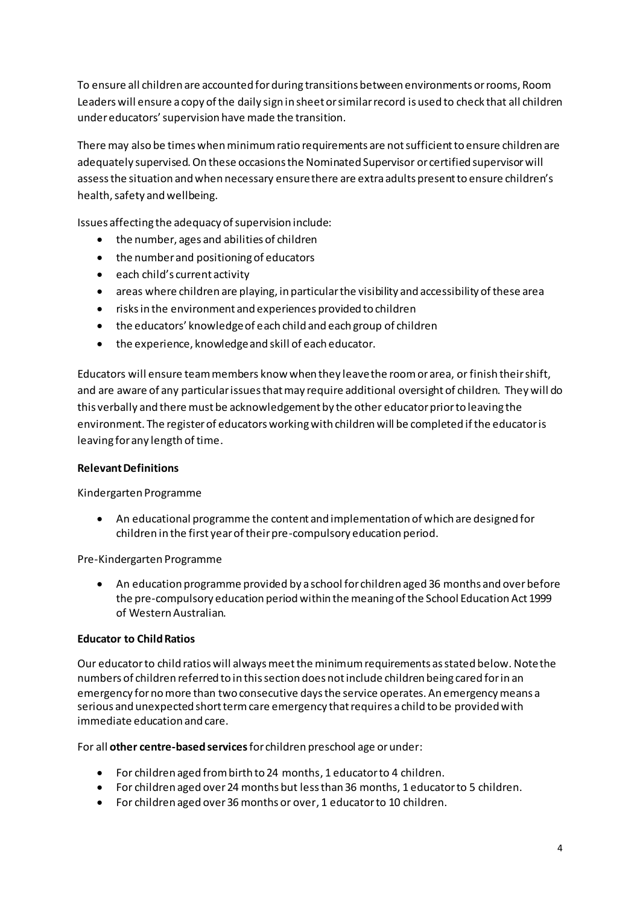To ensure all children are accounted for during transitions between environments or rooms, Room Leaders will ensure a copy of the daily sign in sheet or similar record is used to check that all children under educators' supervision have made the transition.

There may also be times when minimum ratio requirements are not sufficient to ensure children are adequately supervised. On these occasions the Nominated Supervisor or certified supervisor will assess the situation and when necessary ensure there are extra adults present to ensure children's health, safety and wellbeing.

Issues affecting the adequacy of supervision include:

- the number, ages and abilities of children
- the number and positioning of educators
- each child's current activity
- areas where children are playing, in particular the visibility and accessibility of these area
- risks in the environment and experiences provided to children
- the educators' knowledge of each child and each group of children
- the experience, knowledge and skill of each educator.

Educators will ensure team members know when they leave the room or area, or finish their shift, and are aware of any particular issues that may require additional oversight of children. They will do this verbally and there must be acknowledgement by the other educator prior to leaving the environment. The register of educators working with children will be completed if the educator is leaving for any length of time.

**Relevant Definitions**

Kindergarten Programme

- An educational programme the content and implementation of which are designed for children in the first year of their pre-compulsory education period.

Pre-Kindergarten Programme

- An education programme provided by a school for children aged 36 months and over before the pre-compulsory education period within the meaning of the School Education Act 1999 of Western Australian.

**Educator to Child Ratios**

Our educator to child ratios will always meet the minimum requirements as stated below. Note the numbers of children referred to in this section does not include children being cared for in an emergency for no more than two consecutive days the service operates. An emergency means a serious and unexpected short term care emergency that requires a child to be provided with immediate education and care.

For all **other centre-based services** for children preschool age or under:

- For children aged from birth to 24 months, 1 educator to 4 children.
- For children aged over 24 months but less than 36 months, 1 educator to 5 children.
- For children aged over 36 months or over, 1 educator to 10 children.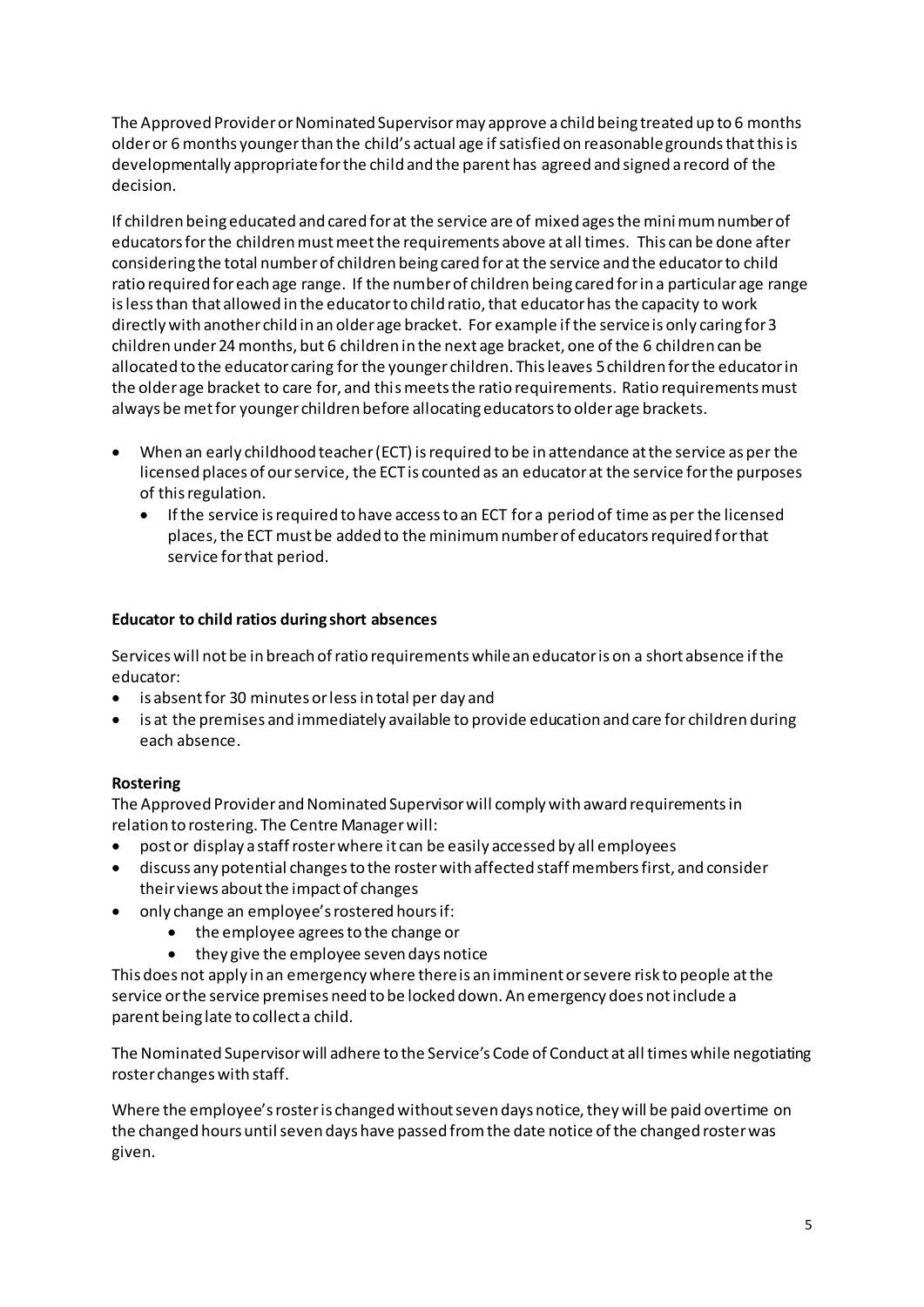The Approved Provider or Nominated Supervisor may approve a child being treated up to 6 months older or 6 months younger than the child's actual age if satisfied on reasonable grounds that this is developmentally appropriate for the child and the parent has agreed and signed a record of the decision.

If children being educated and cared for at the service are of mixed ages the minimum number of educators for the children must meet the requirements above at all times. This can be done after considering the total number of children being cared for at the service and the educator to child ratio required for each age range. If the number of children being cared for in a particular age range is less than that allowed in the educator to child ratio, that educator has the capacity to work directly with another child in an older age bracket. For example if the service is only caring for 3 children under 24 months, but 6 children in the next age bracket, one of the 6 children can be allocated to the educator caring for the younger children. This leaves 5 children for the educator in the older age bracket to care for, and this meets the ratio requirements. Ratio requirements must always be met for younger children before allocating educators to older age brackets.

- When an early childhood teacher (ECT) is required to be in attendance at the service as per the licensed places of our service, the ECT is counted as an educator at the service for the purposes of this regulation.
  - If the service is required to have access to an ECT for a period of time as per the licensed places, the ECT must be added to the minimum number of educators required for that service for that period.

**Educator to child ratios during short absences**

Services will not be in breach of ratio requirements while an educator is on a short absence if the educator:

- is absent for 30 minutes or less in total per day and
- is at the premises and immediately available to provide education and care for children during each absence.

**Rostering**

The Approved Provider and Nominated Supervisor will comply with award requirements in relation to rostering. The Centre Manager will:

- post or display a staff roster where it can be easily accessed by all employees
- discuss any potential changes to the roster with affected staff members first, and consider their views about the impact of changes
- only change an employee's rostered hours if:
  - the employee agrees to the change or
  - they give the employee seven days notice

This does not apply in an emergency where there is an imminent or severe risk to people at the service or the service premises need to be locked down. An emergency does not include a parent being late to collect a child.

The Nominated Supervisor will adhere to the Service's Code of Conduct at all times while negotiating roster changes with staff.

Where the employee's roster is changed without seven days notice, they will be paid overtime on the changed hours until seven days have passed from the date notice of the changed roster was given.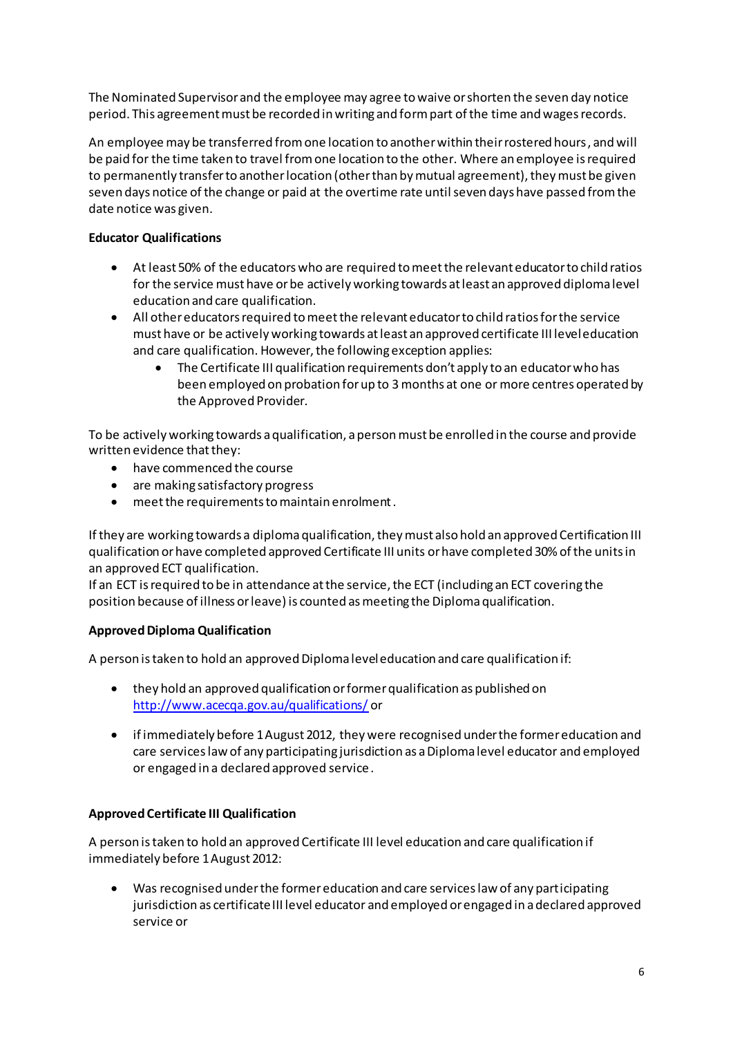The Nominated Supervisor and the employee may agree to waive or shorten the seven day notice period. This agreement must be recorded in writing and form part of the time and wages records.

An employee may be transferred from one location to another within their rostered hours, and will be paid for the time taken to travel from one location to the other. Where an employee is required to permanently transfer to another location (other than by mutual agreement), they must be given seven days notice of the change or paid at the overtime rate until seven days have passed from the date notice was given.

**Educator Qualifications**

- At least 50% of the educators who are required to meet the relevant educator to child ratios for the service must have or be actively working towards at least an approved diploma level education and care qualification.
- All other educators required to meet the relevant educator to child ratios for the service must have or be actively working towards at least an approved certificate III level education and care qualification. However, the following exception applies:
  - The Certificate III qualification requirements don't apply to an educator who has been employed on probation for up to 3 months at one or more centres operated by the Approved Provider.

To be actively working towards a qualification, a person must be enrolled in the course and provide written evidence that they:

- have commenced the course
- are making satisfactory progress
- meet the requirements to maintain enrolment.

If they are working towards a diploma qualification, they must also hold an approved Certification III qualification or have completed approved Certificate III units or have completed 30% of the units in an approved ECT qualification.
If an ECT is required to be in attendance at the service, the ECT (including an ECT covering the position because of illness or leave) is counted as meeting the Diploma qualification.

**Approved Diploma Qualification**

A person is taken to hold an approved Diploma level education and care qualification if:

- they hold an approved qualification or former qualification as published on http://www.acecqa.gov.au/qualifications/ or
- if immediately before 1 August 2012, they were recognised under the former education and care services law of any participating jurisdiction as a Diploma level educator and employed or engaged in a declared approved service.

**Approved Certificate III Qualification**

A person is taken to hold an approved Certificate III level education and care qualification if immediately before 1 August 2012:

- Was recognised under the former education and care services law of any participating jurisdiction as certificate III level educator and employed or engaged in a declared approved service or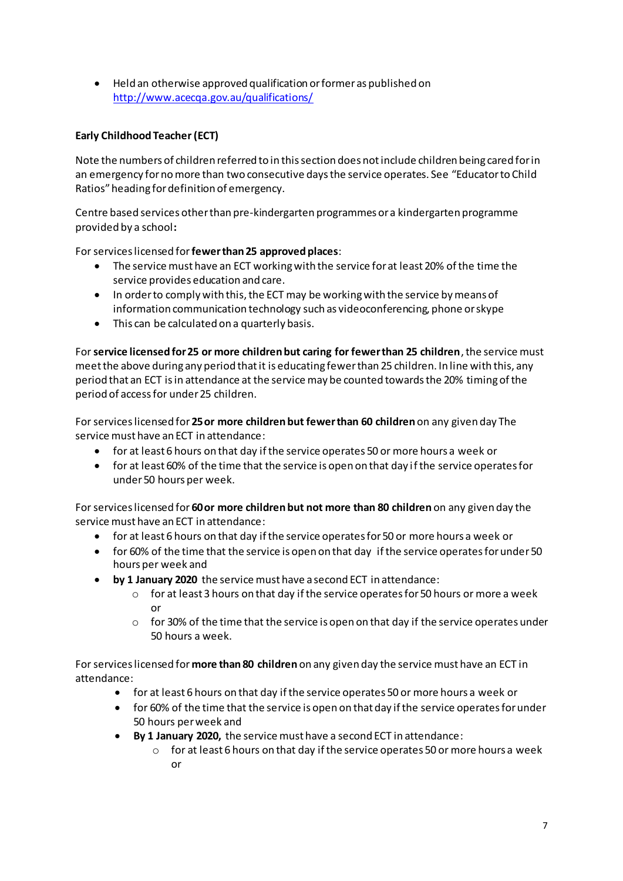- Held an otherwise approved qualification or former as published on http://www.acecqa.gov.au/qualifications/

**Early Childhood Teacher (ECT)**

Note the numbers of children referred to in this section does not include children being cared for in an emergency for no more than two consecutive days the service operates. See "Educator to Child Ratios" heading for definition of emergency.

Centre based services other than pre-kindergarten programmes or a kindergarten programme provided by a school**:**

For services licensed for **fewer than 25 approved places**:

- The service must have an ECT working with the service for at least 20% of the time the service provides education and care.
- In order to comply with this, the ECT may be working with the service by means of information communication technology such as videoconferencing, phone or skype
- This can be calculated on a quarterly basis.

For **service licensed for 25 or more children but caring for fewer than 25 children**, the service must meet the above during any period that it is educating fewer than 25 children. In line with this, any period that an ECT is in attendance at the service may be counted towards the 20% timing of the period of access for under 25 children.

For services licensed for **25 or more children but fewer than 60 children** on any given day The service must have an ECT in attendance:

- for at least 6 hours on that day if the service operates 50 or more hours a week or
- for at least 60% of the time that the service is open on that day if the service operates for under 50 hours per week.

For services licensed for **60 or more children but not more than 80 children** on any given day the service must have an ECT in attendance:

- for at least 6 hours on that day if the service operates for 50 or more hours a week or
- for 60% of the time that the service is open on that day if the service operates for under 50 hours per week and
- **by 1 January 2020** the service must have a second ECT in attendance:
  - for at least 3 hours on that day if the service operates for 50 hours or more a week or
  - for 30% of the time that the service is open on that day if the service operates under 50 hours a week.

For services licensed for **more than 80 children** on any given day the service must have an ECT in attendance:

- for at least 6 hours on that day if the service operates 50 or more hours a week or
- for 60% of the time that the service is open on that day if the service operates for under 50 hours per week and
- **By 1 January 2020,** the service must have a second ECT in attendance:
  - for at least 6 hours on that day if the service operates 50 or more hours a week or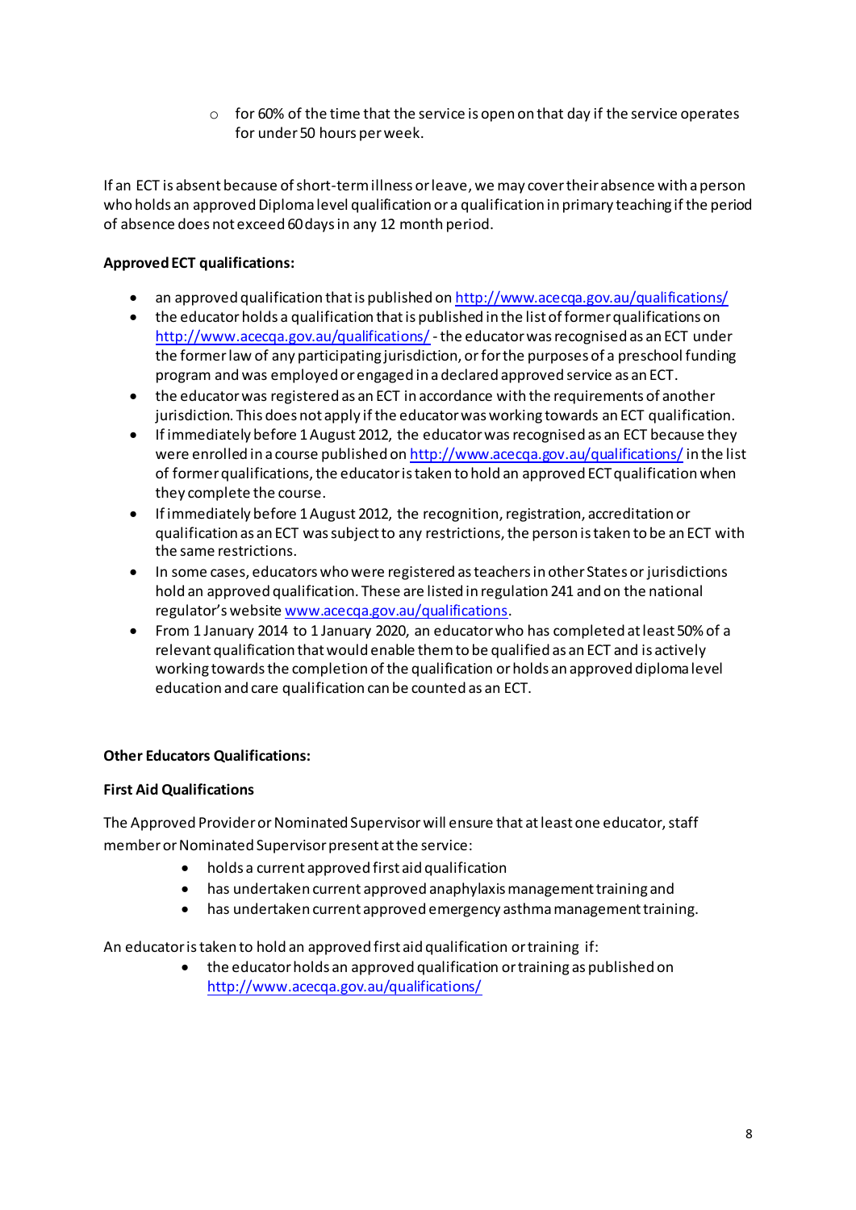- for 60% of the time that the service is open on that day if the service operates for under 50 hours per week.

If an ECT is absent because of short-term illness or leave, we may cover their absence with a person who holds an approved Diploma level qualification or a qualification in primary teaching if the period of absence does not exceed 60 days in any 12 month period.

**Approved ECT qualifications:**

- an approved qualification that is published on http://www.acecqa.gov.au/qualifications/
- the educator holds a qualification that is published in the list of former qualifications on http://www.acecqa.gov.au/qualifications/ - the educator was recognised as an ECT under the former law of any participating jurisdiction, or for the purposes of a preschool funding program and was employed or engaged in a declared approved service as an ECT.
- the educator was registered as an ECT in accordance with the requirements of another jurisdiction. This does not apply if the educator was working towards an ECT qualification.
- If immediately before 1 August 2012, the educator was recognised as an ECT because they were enrolled in a course published on http://www.acecqa.gov.au/qualifications/ in the list of former qualifications, the educator is taken to hold an approved ECT qualification when they complete the course.
- If immediately before 1 August 2012, the recognition, registration, accreditation or qualification as an ECT was subject to any restrictions, the person is taken to be an ECT with the same restrictions.
- In some cases, educators who were registered as teachers in other States or jurisdictions hold an approved qualification. These are listed in regulation 241 and on the national regulator's website www.acecqa.gov.au/qualifications.
- From 1 January 2014 to 1 January 2020, an educator who has completed at least 50% of a relevant qualification that would enable them to be qualified as an ECT and is actively working towards the completion of the qualification or holds an approved diploma level education and care qualification can be counted as an ECT.

**Other Educators Qualifications:**

**First Aid Qualifications**

The Approved Provider or Nominated Supervisor will ensure that at least one educator, staff member or Nominated Supervisor present at the service:

- holds a current approved first aid qualification
- has undertaken current approved anaphylaxis management training and
- has undertaken current approved emergency asthma management training.

An educator is taken to hold an approved first aid qualification or training if:

- the educator holds an approved qualification or training as published on http://www.acecqa.gov.au/qualifications/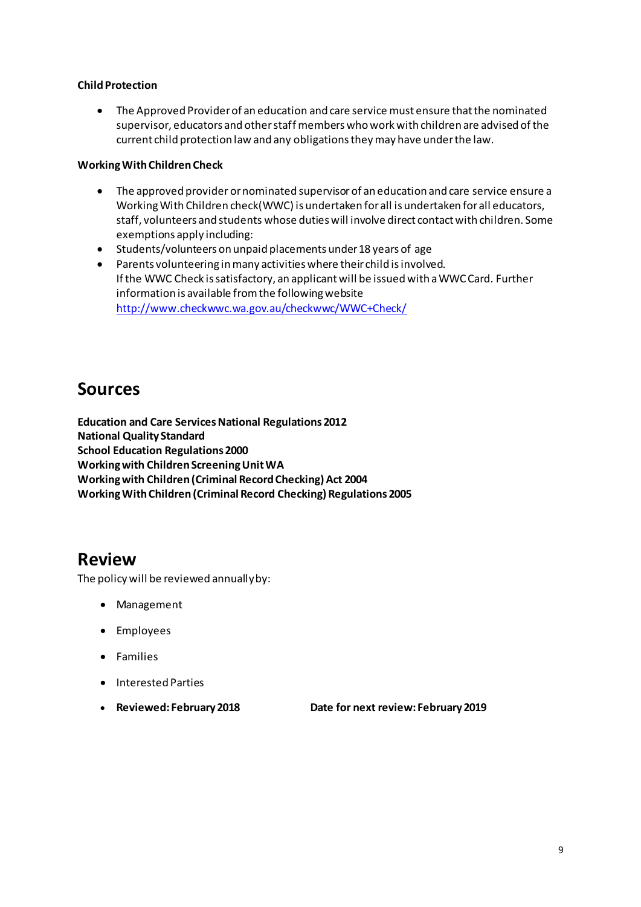**Child Protection**

- The Approved Provider of an education and care service must ensure that the nominated supervisor, educators and other staff members who work with children are advised of the current child protection law and any obligations they may have under the law.

**Working With Children Check**

- The approved provider or nominated supervisor of an education and care service ensure a Working With Children check(WWC) is undertaken for all is undertaken for all educators, staff, volunteers and students whose duties will involve direct contact with children. Some exemptions apply including:
- Students/volunteers on unpaid placements under 18 years of age
- Parents volunteering in many activities where their child is involved.
  If the WWC Check is satisfactory, an applicant will be issued with a WWC Card. Further information is available from the following website
  http://www.checkwwc.wa.gov.au/checkwwc/WWC+Check/

## Sources

**Education and Care Services National Regulations 2012**
**National Quality Standard**
**School Education Regulations 2000**
**Working with Children Screening Unit WA**
**Working with Children (Criminal Record Checking) Act 2004**
**Working With Children (Criminal Record Checking) Regulations 2005**

## Review

The policy will be reviewed annually by:

- Management
- Employees
- Families
- Interested Parties
- **Reviewed: February 2018** **Date for next review: February 2019**